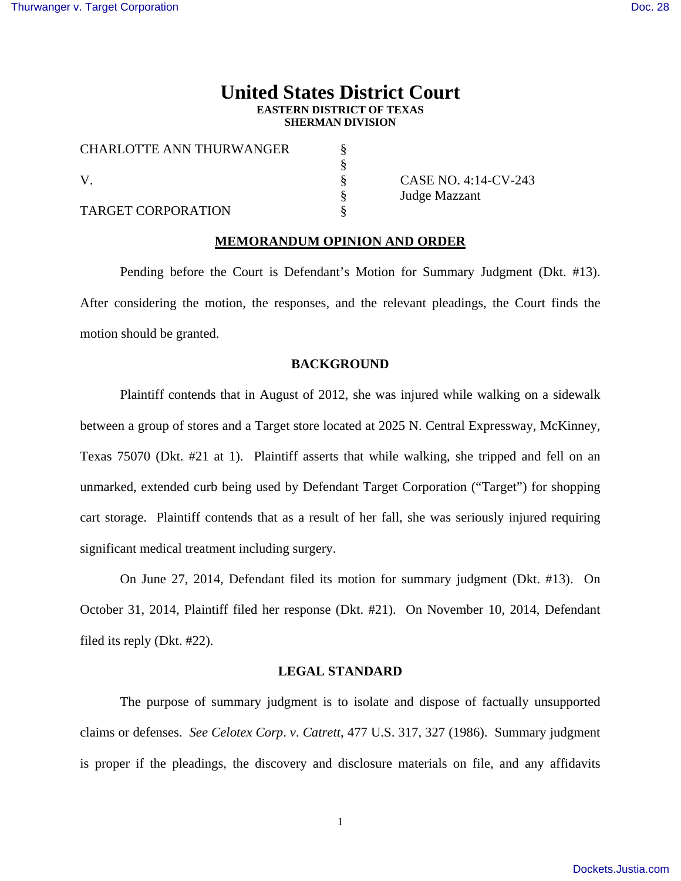# United States District Court

**EASTERN DISTRICT OF TEXAS**
**SHERMAN DIVISION**

| | | |
|---|---|---|
| CHARLOTTE ANN THURWANGER | § | |
| | § | |
| V. | § | CASE NO. 4:14-CV-243 |
| | § | Judge Mazzant |
| TARGET CORPORATION | § | |

## MEMORANDUM OPINION AND ORDER

Pending before the Court is Defendant's Motion for Summary Judgment (Dkt. #13). After considering the motion, the responses, and the relevant pleadings, the Court finds the motion should be granted.

## BACKGROUND

Plaintiff contends that in August of 2012, she was injured while walking on a sidewalk between a group of stores and a Target store located at 2025 N. Central Expressway, McKinney, Texas 75070 (Dkt. #21 at 1). Plaintiff asserts that while walking, she tripped and fell on an unmarked, extended curb being used by Defendant Target Corporation ("Target") for shopping cart storage. Plaintiff contends that as a result of her fall, she was seriously injured requiring significant medical treatment including surgery.

On June 27, 2014, Defendant filed its motion for summary judgment (Dkt. #13). On October 31, 2014, Plaintiff filed her response (Dkt. #21). On November 10, 2014, Defendant filed its reply (Dkt. #22).

## LEGAL STANDARD

The purpose of summary judgment is to isolate and dispose of factually unsupported claims or defenses. *See Celotex Corp. v. Catrett*, 477 U.S. 317, 327 (1986). Summary judgment is proper if the pleadings, the discovery and disclosure materials on file, and any affidavits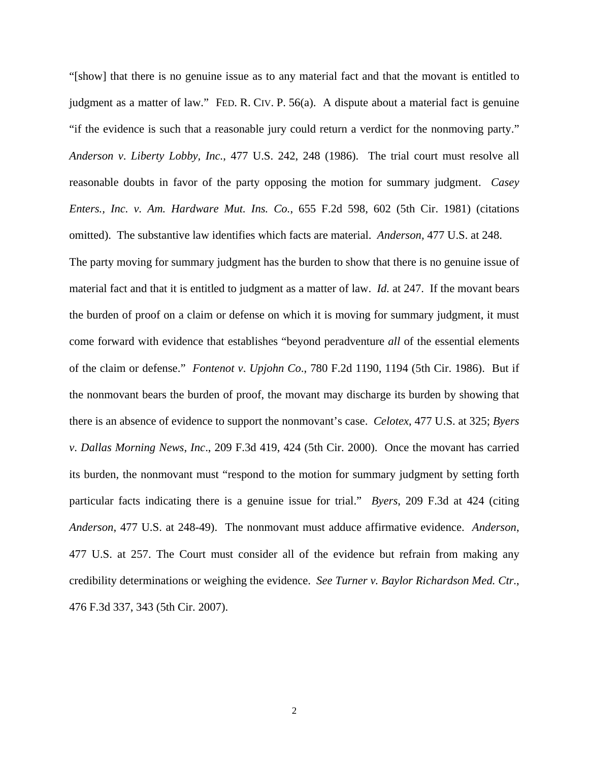"[show] that there is no genuine issue as to any material fact and that the movant is entitled to judgment as a matter of law." FED. R. CIV. P. 56(a). A dispute about a material fact is genuine "if the evidence is such that a reasonable jury could return a verdict for the nonmoving party." *Anderson v. Liberty Lobby, Inc.*, 477 U.S. 242, 248 (1986). The trial court must resolve all reasonable doubts in favor of the party opposing the motion for summary judgment. *Casey Enters., Inc. v. Am. Hardware Mut. Ins. Co.*, 655 F.2d 598, 602 (5th Cir. 1981) (citations omitted). The substantive law identifies which facts are material. *Anderson*, 477 U.S. at 248.

The party moving for summary judgment has the burden to show that there is no genuine issue of material fact and that it is entitled to judgment as a matter of law. *Id.* at 247. If the movant bears the burden of proof on a claim or defense on which it is moving for summary judgment, it must come forward with evidence that establishes "beyond peradventure *all* of the essential elements of the claim or defense." *Fontenot v. Upjohn Co.*, 780 F.2d 1190, 1194 (5th Cir. 1986). But if the nonmovant bears the burden of proof, the movant may discharge its burden by showing that there is an absence of evidence to support the nonmovant's case. *Celotex*, 477 U.S. at 325; *Byers v. Dallas Morning News, Inc.*, 209 F.3d 419, 424 (5th Cir. 2000). Once the movant has carried its burden, the nonmovant must "respond to the motion for summary judgment by setting forth particular facts indicating there is a genuine issue for trial." *Byers*, 209 F.3d at 424 (citing *Anderson*, 477 U.S. at 248-49). The nonmovant must adduce affirmative evidence. *Anderson*, 477 U.S. at 257. The Court must consider all of the evidence but refrain from making any credibility determinations or weighing the evidence. *See Turner v. Baylor Richardson Med. Ctr.*, 476 F.3d 337, 343 (5th Cir. 2007).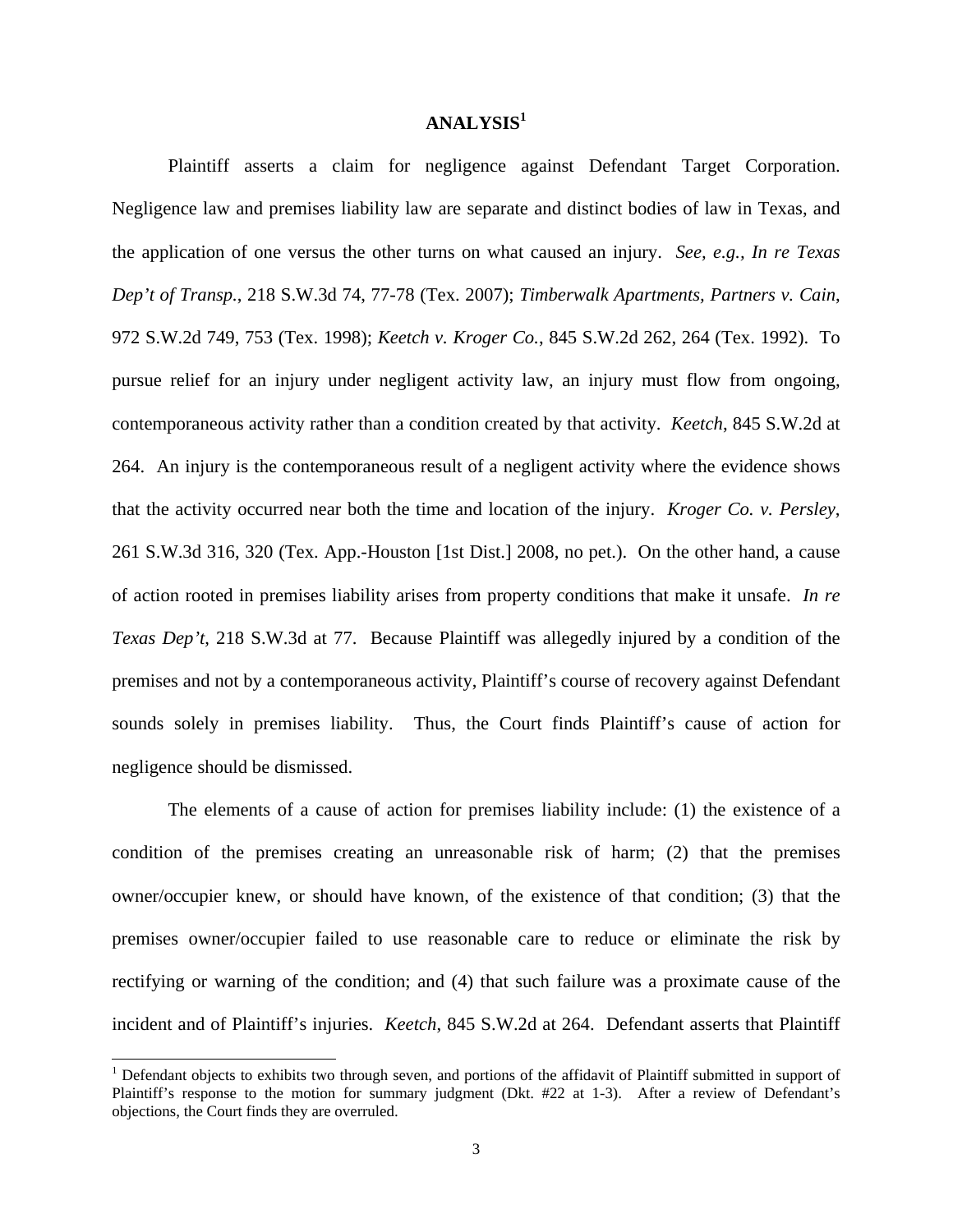## ANALYSIS[1]

Plaintiff asserts a claim for negligence against Defendant Target Corporation. Negligence law and premises liability law are separate and distinct bodies of law in Texas, and the application of one versus the other turns on what caused an injury. *See, e.g., In re Texas Dep't of Transp.*, 218 S.W.3d 74, 77-78 (Tex. 2007); *Timberwalk Apartments, Partners v. Cain*, 972 S.W.2d 749, 753 (Tex. 1998); *Keetch v. Kroger Co.*, 845 S.W.2d 262, 264 (Tex. 1992). To pursue relief for an injury under negligent activity law, an injury must flow from ongoing, contemporaneous activity rather than a condition created by that activity. *Keetch*, 845 S.W.2d at 264. An injury is the contemporaneous result of a negligent activity where the evidence shows that the activity occurred near both the time and location of the injury. *Kroger Co. v. Persley*, 261 S.W.3d 316, 320 (Tex. App.-Houston [1st Dist.] 2008, no pet.). On the other hand, a cause of action rooted in premises liability arises from property conditions that make it unsafe. *In re Texas Dep't*, 218 S.W.3d at 77. Because Plaintiff was allegedly injured by a condition of the premises and not by a contemporaneous activity, Plaintiff's course of recovery against Defendant sounds solely in premises liability. Thus, the Court finds Plaintiff's cause of action for negligence should be dismissed.

The elements of a cause of action for premises liability include: (1) the existence of a condition of the premises creating an unreasonable risk of harm; (2) that the premises owner/occupier knew, or should have known, of the existence of that condition; (3) that the premises owner/occupier failed to use reasonable care to reduce or eliminate the risk by rectifying or warning of the condition; and (4) that such failure was a proximate cause of the incident and of Plaintiff's injuries. *Keetch*, 845 S.W.2d at 264. Defendant asserts that Plaintiff

---

[1] Defendant objects to exhibits two through seven, and portions of the affidavit of Plaintiff submitted in support of Plaintiff's response to the motion for summary judgment (Dkt. #22 at 1-3). After a review of Defendant's objections, the Court finds they are overruled.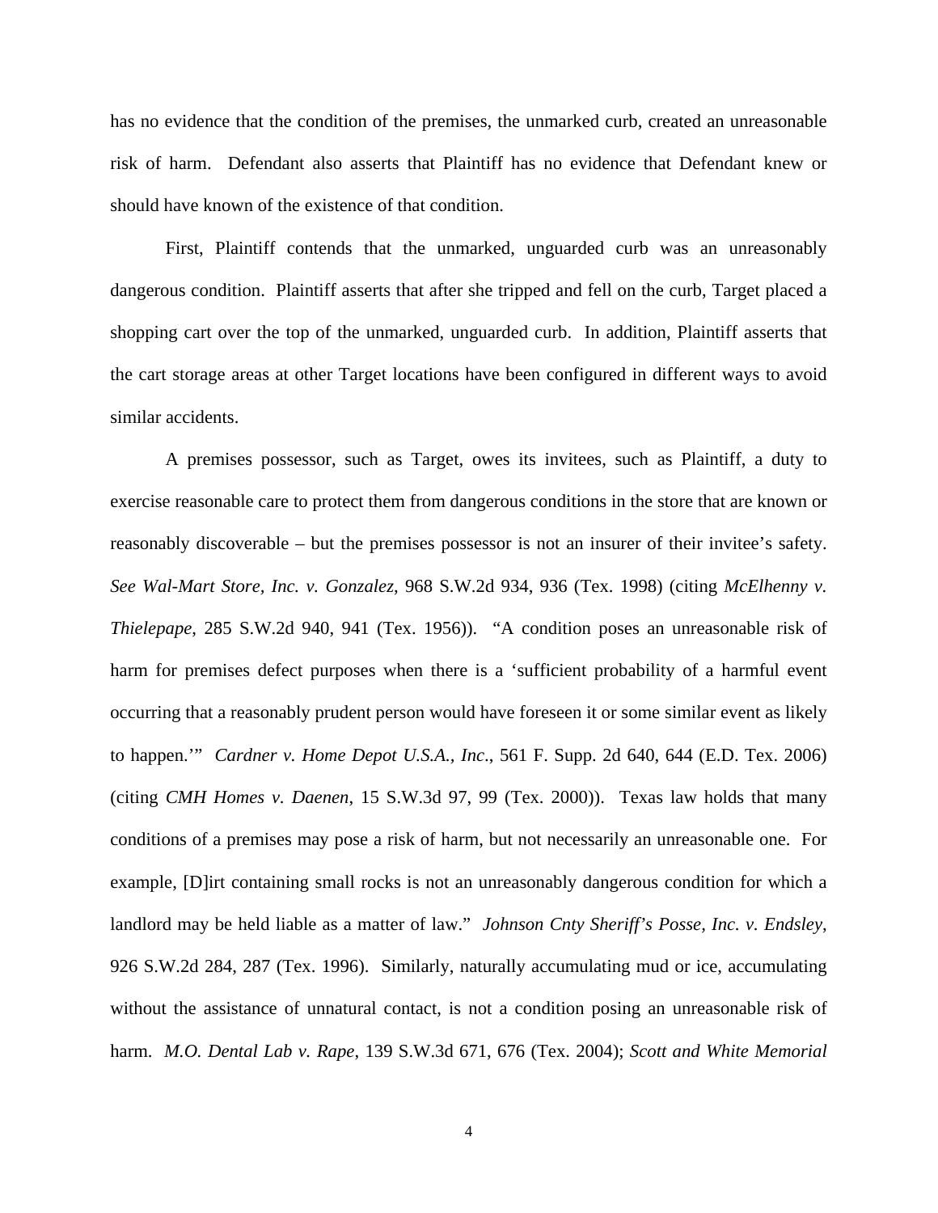has no evidence that the condition of the premises, the unmarked curb, created an unreasonable risk of harm. Defendant also asserts that Plaintiff has no evidence that Defendant knew or should have known of the existence of that condition.

First, Plaintiff contends that the unmarked, unguarded curb was an unreasonably dangerous condition. Plaintiff asserts that after she tripped and fell on the curb, Target placed a shopping cart over the top of the unmarked, unguarded curb. In addition, Plaintiff asserts that the cart storage areas at other Target locations have been configured in different ways to avoid similar accidents.

A premises possessor, such as Target, owes its invitees, such as Plaintiff, a duty to exercise reasonable care to protect them from dangerous conditions in the store that are known or reasonably discoverable – but the premises possessor is not an insurer of their invitee's safety. *See Wal-Mart Store, Inc. v. Gonzalez*, 968 S.W.2d 934, 936 (Tex. 1998) (citing *McElhenny v. Thielepape*, 285 S.W.2d 940, 941 (Tex. 1956)). "A condition poses an unreasonable risk of harm for premises defect purposes when there is a 'sufficient probability of a harmful event occurring that a reasonably prudent person would have foreseen it or some similar event as likely to happen.'" *Cardner v. Home Depot U.S.A., Inc.*, 561 F. Supp. 2d 640, 644 (E.D. Tex. 2006) (citing *CMH Homes v. Daenen*, 15 S.W.3d 97, 99 (Tex. 2000)). Texas law holds that many conditions of a premises may pose a risk of harm, but not necessarily an unreasonable one. For example, [D]irt containing small rocks is not an unreasonably dangerous condition for which a landlord may be held liable as a matter of law." *Johnson Cnty Sheriff's Posse, Inc. v. Endsley*, 926 S.W.2d 284, 287 (Tex. 1996). Similarly, naturally accumulating mud or ice, accumulating without the assistance of unnatural contact, is not a condition posing an unreasonable risk of harm. *M.O. Dental Lab v. Rape*, 139 S.W.3d 671, 676 (Tex. 2004); *Scott and White Memorial*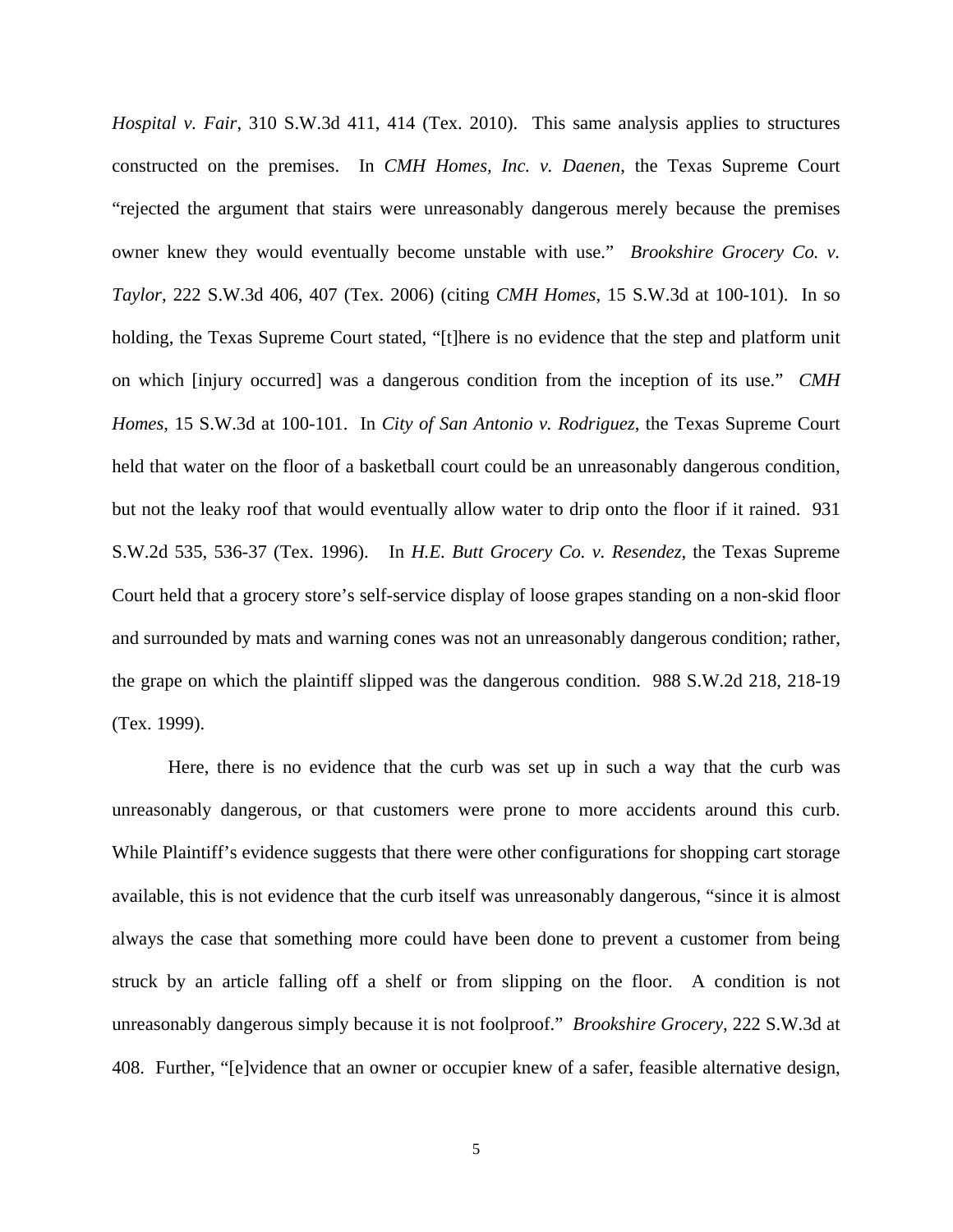*Hospital v. Fair*, 310 S.W.3d 411, 414 (Tex. 2010). This same analysis applies to structures constructed on the premises. In *CMH Homes, Inc. v. Daenen*, the Texas Supreme Court "rejected the argument that stairs were unreasonably dangerous merely because the premises owner knew they would eventually become unstable with use." *Brookshire Grocery Co. v. Taylor*, 222 S.W.3d 406, 407 (Tex. 2006) (citing *CMH Homes*, 15 S.W.3d at 100-101). In so holding, the Texas Supreme Court stated, "[t]here is no evidence that the step and platform unit on which [injury occurred] was a dangerous condition from the inception of its use." *CMH Homes*, 15 S.W.3d at 100-101. In *City of San Antonio v. Rodriguez*, the Texas Supreme Court held that water on the floor of a basketball court could be an unreasonably dangerous condition, but not the leaky roof that would eventually allow water to drip onto the floor if it rained. 931 S.W.2d 535, 536-37 (Tex. 1996). In *H.E. Butt Grocery Co. v. Resendez*, the Texas Supreme Court held that a grocery store's self-service display of loose grapes standing on a non-skid floor and surrounded by mats and warning cones was not an unreasonably dangerous condition; rather, the grape on which the plaintiff slipped was the dangerous condition. 988 S.W.2d 218, 218-19 (Tex. 1999).

Here, there is no evidence that the curb was set up in such a way that the curb was unreasonably dangerous, or that customers were prone to more accidents around this curb. While Plaintiff's evidence suggests that there were other configurations for shopping cart storage available, this is not evidence that the curb itself was unreasonably dangerous, "since it is almost always the case that something more could have been done to prevent a customer from being struck by an article falling off a shelf or from slipping on the floor. A condition is not unreasonably dangerous simply because it is not foolproof." *Brookshire Grocery*, 222 S.W.3d at 408. Further, "[e]vidence that an owner or occupier knew of a safer, feasible alternative design,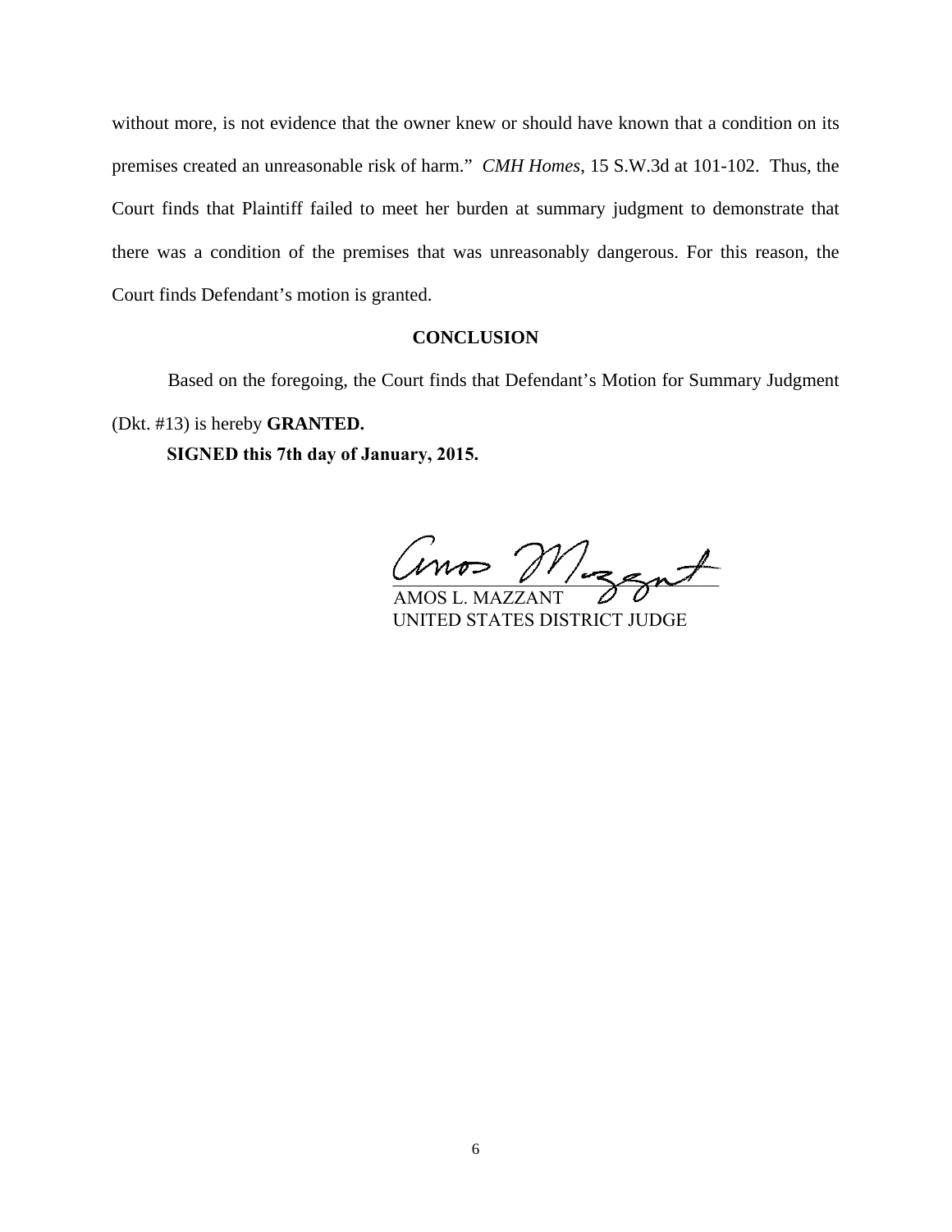without more, is not evidence that the owner knew or should have known that a condition on its premises created an unreasonable risk of harm." *CMH Homes*, 15 S.W.3d at 101-102. Thus, the Court finds that Plaintiff failed to meet her burden at summary judgment to demonstrate that there was a condition of the premises that was unreasonably dangerous. For this reason, the Court finds Defendant's motion is granted.

## CONCLUSION

Based on the foregoing, the Court finds that Defendant's Motion for Summary Judgment (Dkt. #13) is hereby **GRANTED.**

**SIGNED this 7th day of January, 2015.**

AMOS L. MAZZANT
UNITED STATES DISTRICT JUDGE